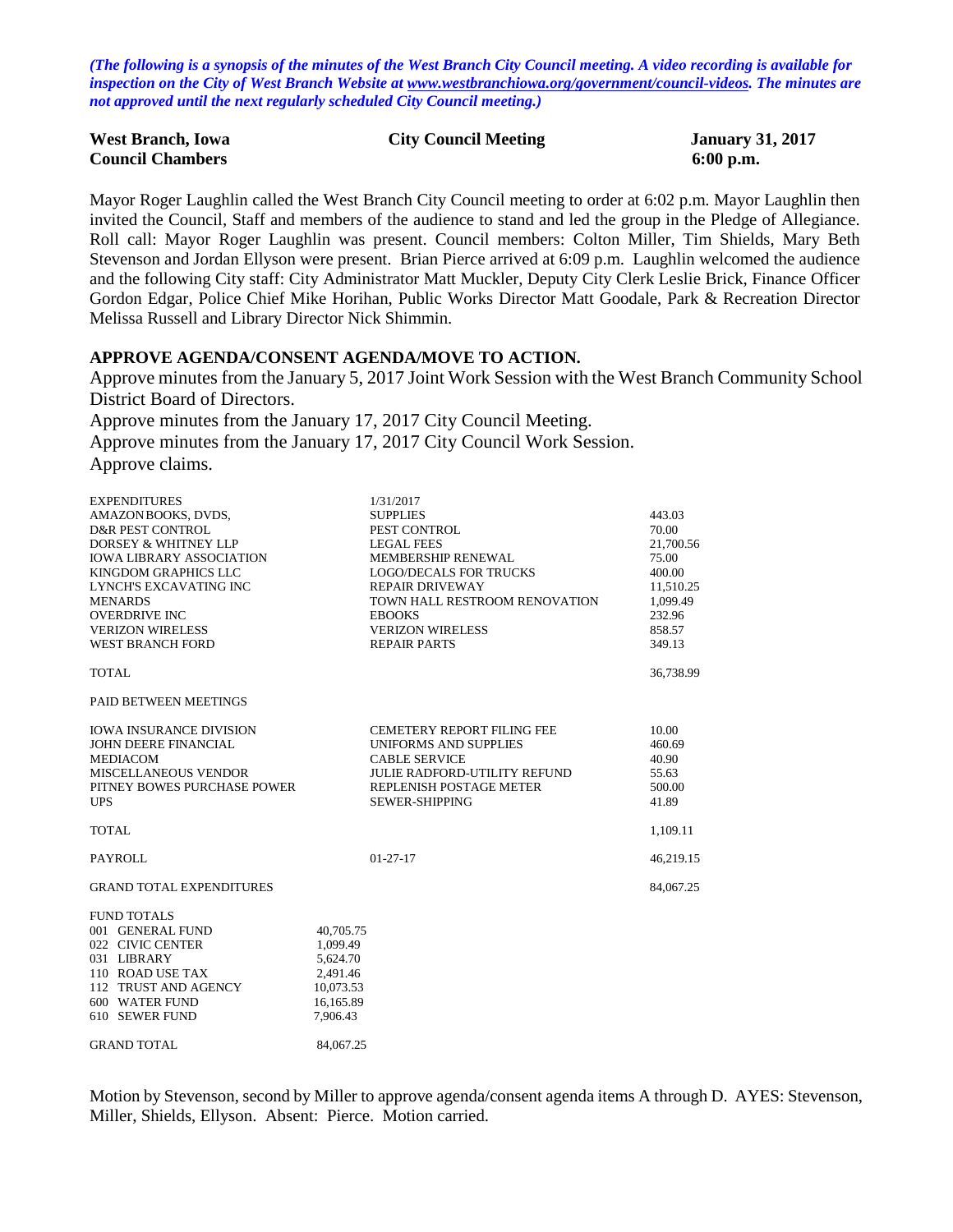*(The following is a synopsis of the minutes of the West Branch City Council meeting. A video recording is available for inspection on the City of West Branch Website at www.westbranchiowa.org/government/council-videos. The minutes are not approved until the next regularly scheduled City Council meeting.)*

**West Branch, Iowa** **City Council Meeting** **January 31, 2017**
**Council Chambers** **6:00 p.m.**

Mayor Roger Laughlin called the West Branch City Council meeting to order at 6:02 p.m. Mayor Laughlin then invited the Council, Staff and members of the audience to stand and led the group in the Pledge of Allegiance. Roll call: Mayor Roger Laughlin was present. Council members: Colton Miller, Tim Shields, Mary Beth Stevenson and Jordan Ellyson were present. Brian Pierce arrived at 6:09 p.m. Laughlin welcomed the audience and the following City staff: City Administrator Matt Muckler, Deputy City Clerk Leslie Brick, Finance Officer Gordon Edgar, Police Chief Mike Horihan, Public Works Director Matt Goodale, Park & Recreation Director Melissa Russell and Library Director Nick Shimmin.

**APPROVE AGENDA/CONSENT AGENDA/MOVE TO ACTION.**

Approve minutes from the January 5, 2017 Joint Work Session with the West Branch Community School District Board of Directors.

Approve minutes from the January 17, 2017 City Council Meeting.

Approve minutes from the January 17, 2017 City Council Work Session.

Approve claims.

| EXPENDITURES | 1/31/2017 | |
|---|---|---|
| AMAZON BOOKS, DVDS, | SUPPLIES | 443.03 |
| D&R PEST CONTROL | PEST CONTROL | 70.00 |
| DORSEY & WHITNEY LLP | LEGAL FEES | 21,700.56 |
| IOWA LIBRARY ASSOCIATION | MEMBERSHIP RENEWAL | 75.00 |
| KINGDOM GRAPHICS LLC | LOGO/DECALS FOR TRUCKS | 400.00 |
| LYNCH'S EXCAVATING INC | REPAIR DRIVEWAY | 11,510.25 |
| MENARDS | TOWN HALL RESTROOM RENOVATION | 1,099.49 |
| OVERDRIVE INC | EBOOKS | 232.96 |
| VERIZON WIRELESS | VERIZON WIRELESS | 858.57 |
| WEST BRANCH FORD | REPAIR PARTS | 349.13 |
| TOTAL | | 36,738.99 |
| PAID BETWEEN MEETINGS | | |
| IOWA INSURANCE DIVISION | CEMETERY REPORT FILING FEE | 10.00 |
| JOHN DEERE FINANCIAL | UNIFORMS AND SUPPLIES | 460.69 |
| MEDIACOM | CABLE SERVICE | 40.90 |
| MISCELLANEOUS VENDOR | JULIE RADFORD-UTILITY REFUND | 55.63 |
| PITNEY BOWES PURCHASE POWER | REPLENISH POSTAGE METER | 500.00 |
| UPS | SEWER-SHIPPING | 41.89 |
| TOTAL | | 1,109.11 |
| PAYROLL | 01-27-17 | 46,219.15 |
| GRAND TOTAL EXPENDITURES | | 84,067.25 |

| FUND TOTALS | |
|---|---|
| 001 GENERAL FUND | 40,705.75 |
| 022 CIVIC CENTER | 1,099.49 |
| 031 LIBRARY | 5,624.70 |
| 110 ROAD USE TAX | 2,491.46 |
| 112 TRUST AND AGENCY | 10,073.53 |
| 600 WATER FUND | 16,165.89 |
| 610 SEWER FUND | 7,906.43 |
| GRAND TOTAL | 84,067.25 |

Motion by Stevenson, second by Miller to approve agenda/consent agenda items A through D. AYES: Stevenson, Miller, Shields, Ellyson. Absent: Pierce. Motion carried.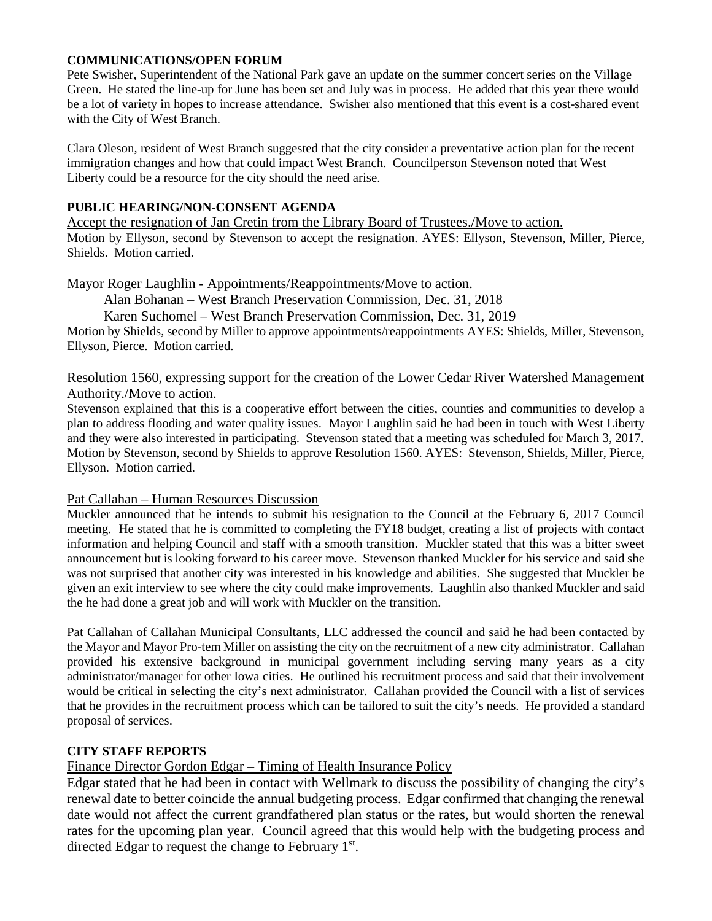**COMMUNICATIONS/OPEN FORUM**

Pete Swisher, Superintendent of the National Park gave an update on the summer concert series on the Village Green. He stated the line-up for June has been set and July was in process. He added that this year there would be a lot of variety in hopes to increase attendance. Swisher also mentioned that this event is a cost-shared event with the City of West Branch.

Clara Oleson, resident of West Branch suggested that the city consider a preventative action plan for the recent immigration changes and how that could impact West Branch. Councilperson Stevenson noted that West Liberty could be a resource for the city should the need arise.

**PUBLIC HEARING/NON-CONSENT AGENDA**

Accept the resignation of Jan Cretin from the Library Board of Trustees./Move to action.

Motion by Ellyson, second by Stevenson to accept the resignation. AYES: Ellyson, Stevenson, Miller, Pierce, Shields. Motion carried.

Mayor Roger Laughlin - Appointments/Reappointments/Move to action.

Alan Bohanan – West Branch Preservation Commission, Dec. 31, 2018

Karen Suchomel – West Branch Preservation Commission, Dec. 31, 2019

Motion by Shields, second by Miller to approve appointments/reappointments AYES: Shields, Miller, Stevenson, Ellyson, Pierce. Motion carried.

Resolution 1560, expressing support for the creation of the Lower Cedar River Watershed Management Authority./Move to action.

Stevenson explained that this is a cooperative effort between the cities, counties and communities to develop a plan to address flooding and water quality issues. Mayor Laughlin said he had been in touch with West Liberty and they were also interested in participating. Stevenson stated that a meeting was scheduled for March 3, 2017. Motion by Stevenson, second by Shields to approve Resolution 1560. AYES: Stevenson, Shields, Miller, Pierce, Ellyson. Motion carried.

Pat Callahan – Human Resources Discussion

Muckler announced that he intends to submit his resignation to the Council at the February 6, 2017 Council meeting. He stated that he is committed to completing the FY18 budget, creating a list of projects with contact information and helping Council and staff with a smooth transition. Muckler stated that this was a bitter sweet announcement but is looking forward to his career move. Stevenson thanked Muckler for his service and said she was not surprised that another city was interested in his knowledge and abilities. She suggested that Muckler be given an exit interview to see where the city could make improvements. Laughlin also thanked Muckler and said the he had done a great job and will work with Muckler on the transition.

Pat Callahan of Callahan Municipal Consultants, LLC addressed the council and said he had been contacted by the Mayor and Mayor Pro-tem Miller on assisting the city on the recruitment of a new city administrator. Callahan provided his extensive background in municipal government including serving many years as a city administrator/manager for other Iowa cities. He outlined his recruitment process and said that their involvement would be critical in selecting the city's next administrator. Callahan provided the Council with a list of services that he provides in the recruitment process which can be tailored to suit the city's needs. He provided a standard proposal of services.

**CITY STAFF REPORTS**

Finance Director Gordon Edgar – Timing of Health Insurance Policy

Edgar stated that he had been in contact with Wellmark to discuss the possibility of changing the city's renewal date to better coincide the annual budgeting process. Edgar confirmed that changing the renewal date would not affect the current grandfathered plan status or the rates, but would shorten the renewal rates for the upcoming plan year. Council agreed that this would help with the budgeting process and directed Edgar to request the change to February 1st.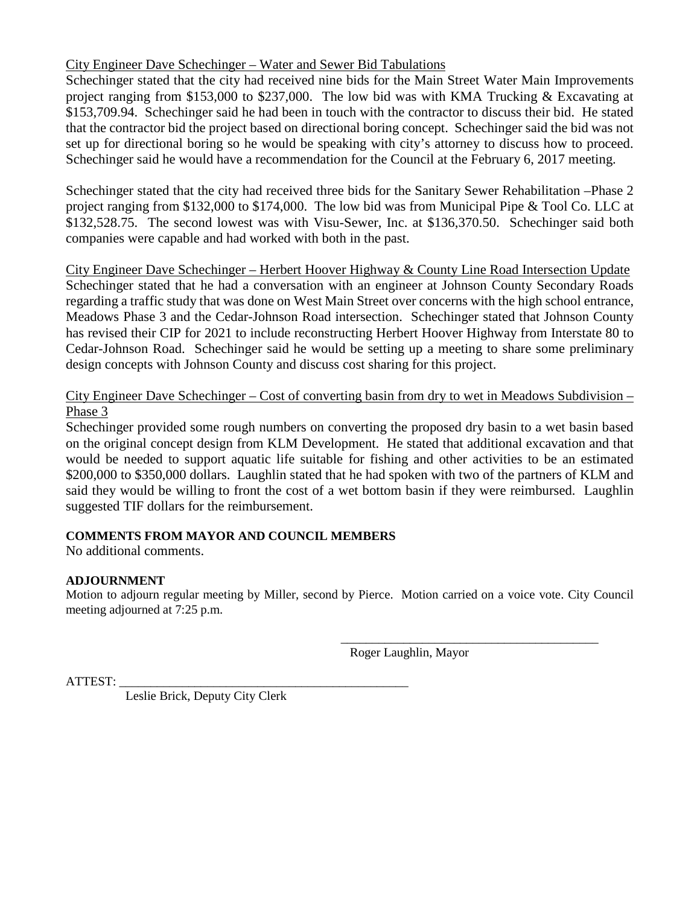City Engineer Dave Schechinger – Water and Sewer Bid Tabulations

Schechinger stated that the city had received nine bids for the Main Street Water Main Improvements project ranging from $153,000 to $237,000. The low bid was with KMA Trucking & Excavating at $153,709.94. Schechinger said he had been in touch with the contractor to discuss their bid. He stated that the contractor bid the project based on directional boring concept. Schechinger said the bid was not set up for directional boring so he would be speaking with city's attorney to discuss how to proceed. Schechinger said he would have a recommendation for the Council at the February 6, 2017 meeting.

Schechinger stated that the city had received three bids for the Sanitary Sewer Rehabilitation –Phase 2 project ranging from $132,000 to $174,000. The low bid was from Municipal Pipe & Tool Co. LLC at $132,528.75. The second lowest was with Visu-Sewer, Inc. at $136,370.50. Schechinger said both companies were capable and had worked with both in the past.

City Engineer Dave Schechinger – Herbert Hoover Highway & County Line Road Intersection Update

Schechinger stated that he had a conversation with an engineer at Johnson County Secondary Roads regarding a traffic study that was done on West Main Street over concerns with the high school entrance, Meadows Phase 3 and the Cedar-Johnson Road intersection. Schechinger stated that Johnson County has revised their CIP for 2021 to include reconstructing Herbert Hoover Highway from Interstate 80 to Cedar-Johnson Road. Schechinger said he would be setting up a meeting to share some preliminary design concepts with Johnson County and discuss cost sharing for this project.

City Engineer Dave Schechinger – Cost of converting basin from dry to wet in Meadows Subdivision – Phase 3

Schechinger provided some rough numbers on converting the proposed dry basin to a wet basin based on the original concept design from KLM Development. He stated that additional excavation and that would be needed to support aquatic life suitable for fishing and other activities to be an estimated $200,000 to $350,000 dollars. Laughlin stated that he had spoken with two of the partners of KLM and said they would be willing to front the cost of a wet bottom basin if they were reimbursed. Laughlin suggested TIF dollars for the reimbursement.

**COMMENTS FROM MAYOR AND COUNCIL MEMBERS**

No additional comments.

**ADJOURNMENT**

Motion to adjourn regular meeting by Miller, second by Pierce. Motion carried on a voice vote. City Council meeting adjourned at 7:25 p.m.

\_\_\_\_\_\_\_\_\_\_\_\_\_\_\_\_\_\_\_\_\_\_\_\_\_\_\_\_\_\_\_\_\_\_\_\_\_\_\_\_\_\_

Roger Laughlin, Mayor

ATTEST: \_\_\_\_\_\_\_\_\_\_\_\_\_\_\_\_\_\_\_\_\_\_\_\_\_\_\_\_\_\_\_\_\_\_\_\_\_\_\_\_\_\_\_\_\_\_

Leslie Brick, Deputy City Clerk